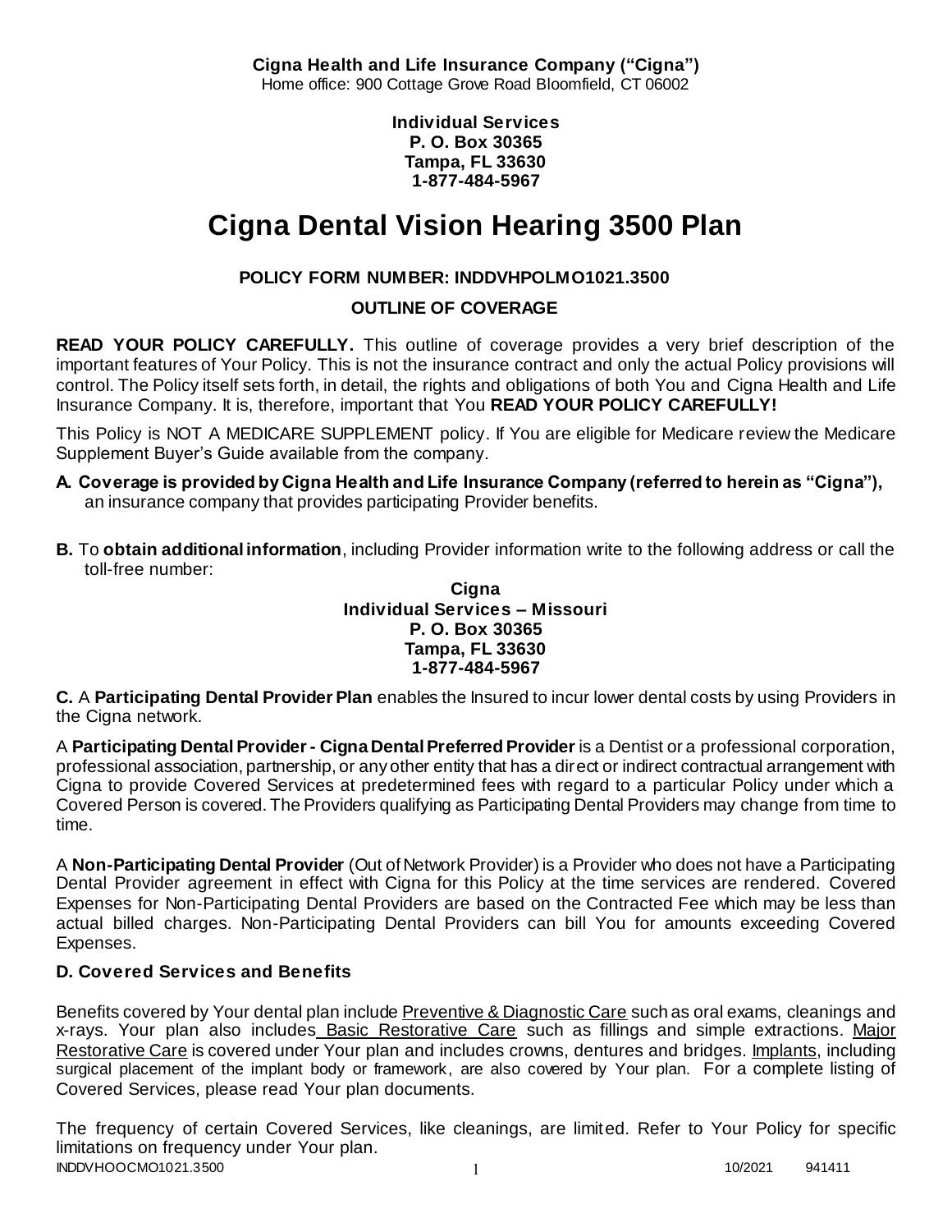**Cigna Health and Life Insurance Company ("Cigna")**
Home office: 900 Cottage Grove Road Bloomfield, CT 06002

**Individual Services**
**P. O. Box 30365**
**Tampa, FL 33630**
**1-877-484-5967**

# Cigna Dental Vision Hearing 3500 Plan

**POLICY FORM NUMBER: INDDVHPOLMO1021.3500**

**OUTLINE OF COVERAGE**

**READ YOUR POLICY CAREFULLY.** This outline of coverage provides a very brief description of the important features of Your Policy. This is not the insurance contract and only the actual Policy provisions will control. The Policy itself sets forth, in detail, the rights and obligations of both You and Cigna Health and Life Insurance Company. It is, therefore, important that You **READ YOUR POLICY CAREFULLY!**

This Policy is NOT A MEDICARE SUPPLEMENT policy. If You are eligible for Medicare review the Medicare Supplement Buyer's Guide available from the company.

**A. Coverage is provided by Cigna Health and Life Insurance Company (referred to herein as "Cigna"),** an insurance company that provides participating Provider benefits.

**B.** To **obtain additional information**, including Provider information write to the following address or call the toll-free number:

**Cigna**
**Individual Services – Missouri**
**P. O. Box 30365**
**Tampa, FL 33630**
**1-877-484-5967**

**C.** A **Participating Dental Provider Plan** enables the Insured to incur lower dental costs by using Providers in the Cigna network.

A **Participating Dental Provider - Cigna Dental Preferred Provider** is a Dentist or a professional corporation, professional association, partnership, or any other entity that has a direct or indirect contractual arrangement with Cigna to provide Covered Services at predetermined fees with regard to a particular Policy under which a Covered Person is covered. The Providers qualifying as Participating Dental Providers may change from time to time.

A **Non-Participating Dental Provider** (Out of Network Provider) is a Provider who does not have a Participating Dental Provider agreement in effect with Cigna for this Policy at the time services are rendered. Covered Expenses for Non-Participating Dental Providers are based on the Contracted Fee which may be less than actual billed charges. Non-Participating Dental Providers can bill You for amounts exceeding Covered Expenses.

**D. Covered Services and Benefits**

Benefits covered by Your dental plan include Preventive & Diagnostic Care such as oral exams, cleanings and x-rays. Your plan also includes Basic Restorative Care such as fillings and simple extractions. Major Restorative Care is covered under Your plan and includes crowns, dentures and bridges. Implants, including surgical placement of the implant body or framework, are also covered by Your plan. For a complete listing of Covered Services, please read Your plan documents.

The frequency of certain Covered Services, like cleanings, are limited. Refer to Your Policy for specific limitations on frequency under Your plan.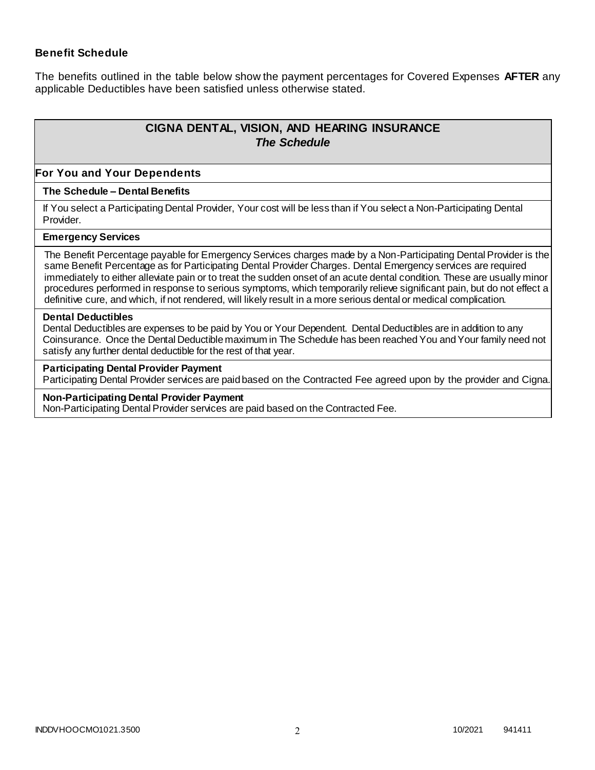### Benefit Schedule

The benefits outlined in the table below show the payment percentages for Covered Expenses **AFTER** any applicable Deductibles have been satisfied unless otherwise stated.

## CIGNA DENTAL, VISION, AND HEARING INSURANCE
### *The Schedule*

### For You and Your Dependents

**The Schedule – Dental Benefits**

If You select a Participating Dental Provider, Your cost will be less than if You select a Non-Participating Dental Provider.

**Emergency Services**

The Benefit Percentage payable for Emergency Services charges made by a Non-Participating Dental Provider is the same Benefit Percentage as for Participating Dental Provider Charges. Dental Emergency services are required immediately to either alleviate pain or to treat the sudden onset of an acute dental condition. These are usually minor procedures performed in response to serious symptoms, which temporarily relieve significant pain, but do not effect a definitive cure, and which, if not rendered, will likely result in a more serious dental or medical complication.

**Dental Deductibles**

Dental Deductibles are expenses to be paid by You or Your Dependent. Dental Deductibles are in addition to any Coinsurance. Once the Dental Deductible maximum in The Schedule has been reached You and Your family need not satisfy any further dental deductible for the rest of that year.

**Participating Dental Provider Payment**

Participating Dental Provider services are paid based on the Contracted Fee agreed upon by the provider and Cigna.

**Non-Participating Dental Provider Payment**

Non-Participating Dental Provider services are paid based on the Contracted Fee.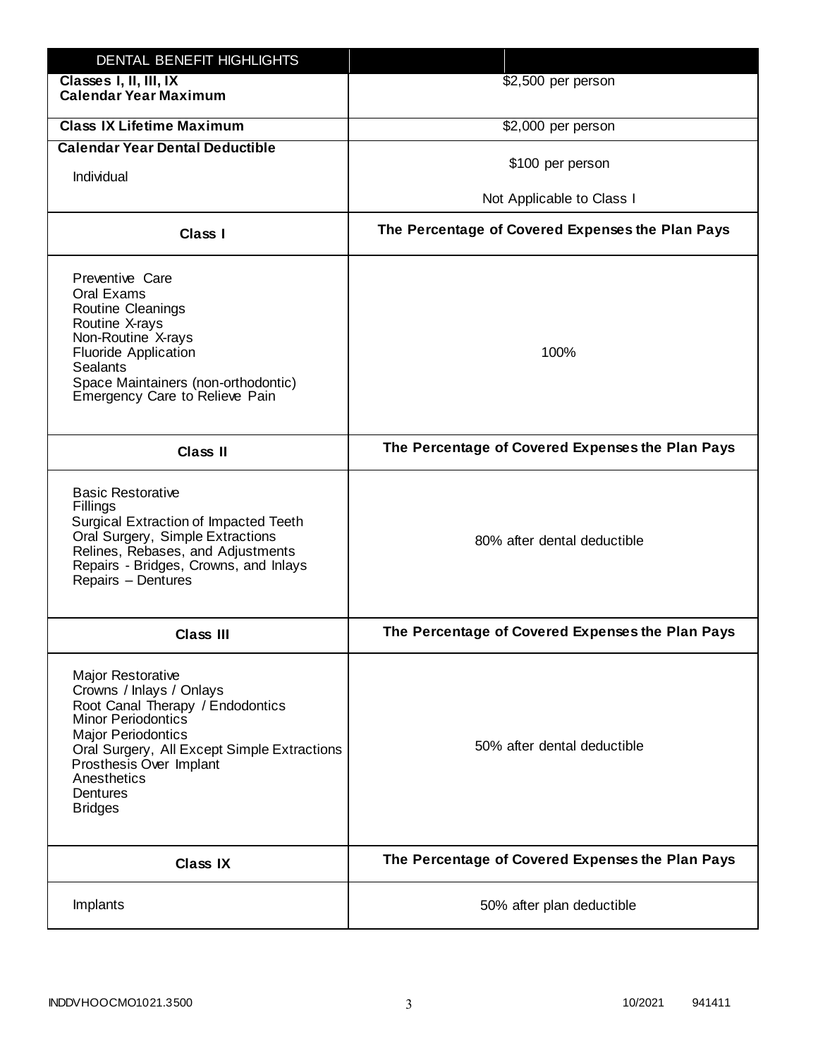| DENTAL BENEFIT HIGHLIGHTS | |
|---|---|
| **Classes I, II, III, IX Calendar Year Maximum** | $2,500 per person |
| **Class IX Lifetime Maximum** | $2,000 per person |
| **Calendar Year Dental Deductible**<br>Individual | $100 per person<br>Not Applicable to Class I |
| **Class I** | **The Percentage of Covered Expenses the Plan Pays** |
| Preventive Care<br>Oral Exams<br>Routine Cleanings<br>Routine X-rays<br>Non-Routine X-rays<br>Fluoride Application<br>Sealants<br>Space Maintainers (non-orthodontic)<br>Emergency Care to Relieve Pain | 100% |
| **Class II** | **The Percentage of Covered Expenses the Plan Pays** |
| Basic Restorative<br>Fillings<br>Surgical Extraction of Impacted Teeth<br>Oral Surgery, Simple Extractions<br>Relines, Rebases, and Adjustments<br>Repairs - Bridges, Crowns, and Inlays<br>Repairs – Dentures | 80% after dental deductible |
| **Class III** | **The Percentage of Covered Expenses the Plan Pays** |
| Major Restorative<br>Crowns / Inlays / Onlays<br>Root Canal Therapy / Endodontics<br>Minor Periodontics<br>Major Periodontics<br>Oral Surgery, All Except Simple Extractions<br>Prosthesis Over Implant<br>Anesthetics<br>Dentures<br>Bridges | 50% after dental deductible |
| **Class IX** | **The Percentage of Covered Expenses the Plan Pays** |
| Implants | 50% after plan deductible |

INDDVHOOCMO1021.3500 10/2021 941411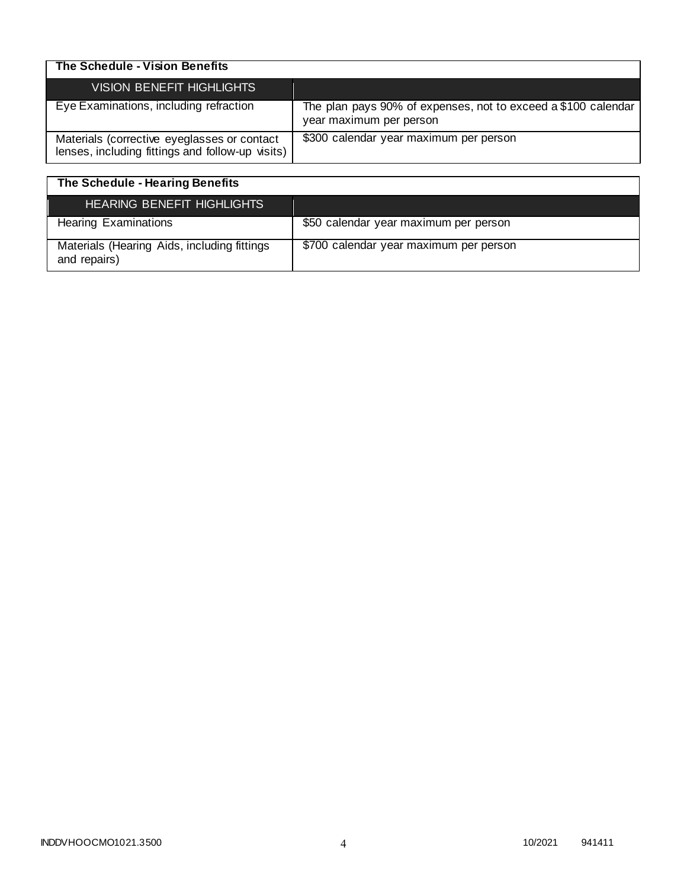| The Schedule - Vision Benefits | |
| --- | --- |
| VISION BENEFIT HIGHLIGHTS | |
| Eye Examinations, including refraction | The plan pays 90% of expenses, not to exceed a $100 calendar year maximum per person |
| Materials (corrective eyeglasses or contact lenses, including fittings and follow-up visits) | $300 calendar year maximum per person |

| The Schedule - Hearing Benefits | |
| --- | --- |
| HEARING BENEFIT HIGHLIGHTS | |
| Hearing Examinations | $50 calendar year maximum per person |
| Materials (Hearing Aids, including fittings and repairs) | $700 calendar year maximum per person |

INDDVHOOCMO1021.3500 10/2021 941411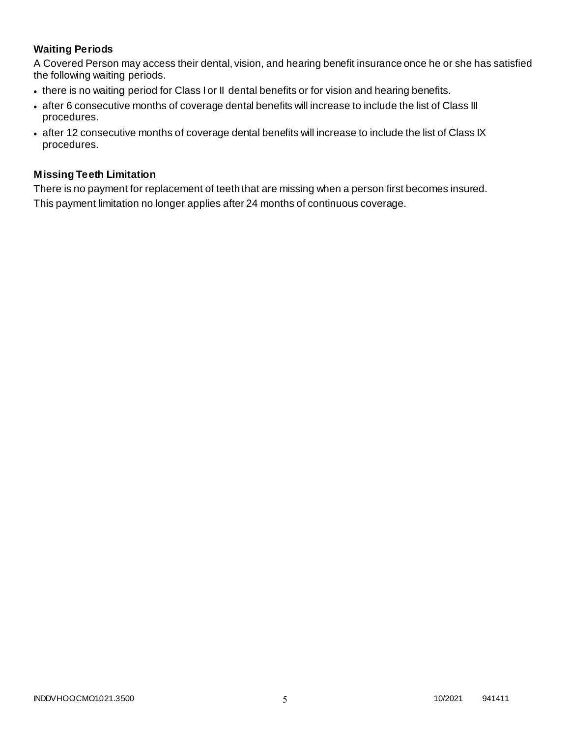### Waiting Periods

A Covered Person may access their dental, vision, and hearing benefit insurance once he or she has satisfied the following waiting periods.

- there is no waiting period for Class I or II dental benefits or for vision and hearing benefits.
- after 6 consecutive months of coverage dental benefits will increase to include the list of Class III procedures.
- after 12 consecutive months of coverage dental benefits will increase to include the list of Class IX procedures.

### Missing Teeth Limitation

There is no payment for replacement of teeth that are missing when a person first becomes insured. This payment limitation no longer applies after 24 months of continuous coverage.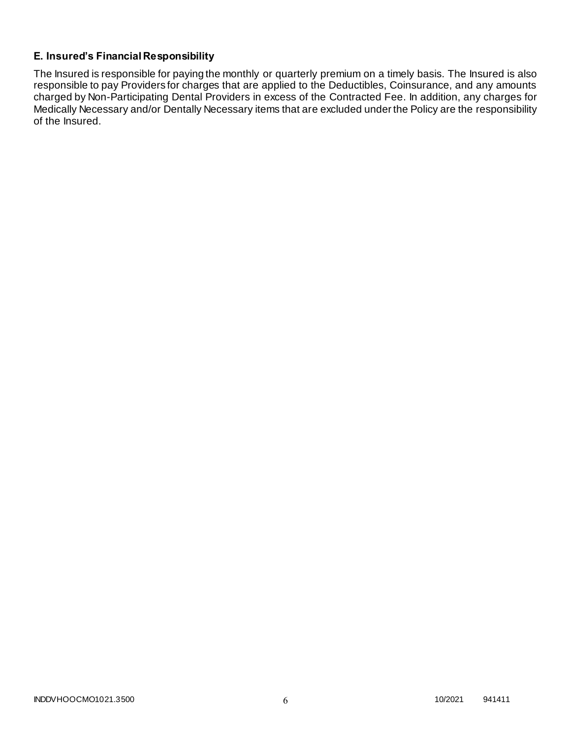### E. Insured's Financial Responsibility

The Insured is responsible for paying the monthly or quarterly premium on a timely basis. The Insured is also responsible to pay Providers for charges that are applied to the Deductibles, Coinsurance, and any amounts charged by Non-Participating Dental Providers in excess of the Contracted Fee. In addition, any charges for Medically Necessary and/or Dentally Necessary items that are excluded under the Policy are the responsibility of the Insured.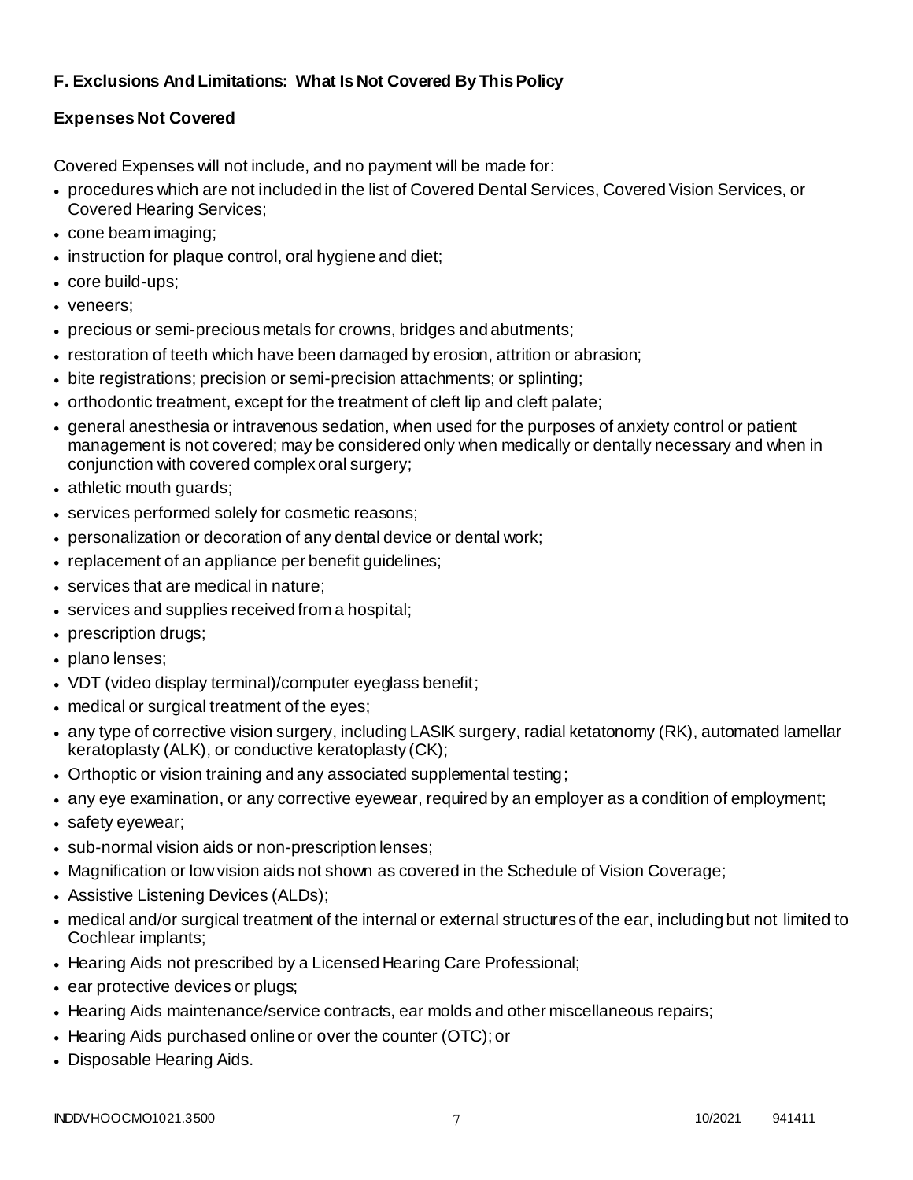## F. Exclusions And Limitations: What Is Not Covered By This Policy

### Expenses Not Covered

Covered Expenses will not include, and no payment will be made for:

- procedures which are not included in the list of Covered Dental Services, Covered Vision Services, or Covered Hearing Services;
- cone beam imaging;
- instruction for plaque control, oral hygiene and diet;
- core build-ups;
- veneers;
- precious or semi-precious metals for crowns, bridges and abutments;
- restoration of teeth which have been damaged by erosion, attrition or abrasion;
- bite registrations; precision or semi-precision attachments; or splinting;
- orthodontic treatment, except for the treatment of cleft lip and cleft palate;
- general anesthesia or intravenous sedation, when used for the purposes of anxiety control or patient management is not covered; may be considered only when medically or dentally necessary and when in conjunction with covered complex oral surgery;
- athletic mouth guards;
- services performed solely for cosmetic reasons;
- personalization or decoration of any dental device or dental work;
- replacement of an appliance per benefit guidelines;
- services that are medical in nature;
- services and supplies received from a hospital;
- prescription drugs;
- plano lenses;
- VDT (video display terminal)/computer eyeglass benefit;
- medical or surgical treatment of the eyes;
- any type of corrective vision surgery, including LASIK surgery, radial ketatonomy (RK), automated lamellar keratoplasty (ALK), or conductive keratoplasty (CK);
- Orthoptic or vision training and any associated supplemental testing;
- any eye examination, or any corrective eyewear, required by an employer as a condition of employment;
- safety eyewear;
- sub-normal vision aids or non-prescription lenses;
- Magnification or low vision aids not shown as covered in the Schedule of Vision Coverage;
- Assistive Listening Devices (ALDs);
- medical and/or surgical treatment of the internal or external structures of the ear, including but not limited to Cochlear implants;
- Hearing Aids not prescribed by a Licensed Hearing Care Professional;
- ear protective devices or plugs;
- Hearing Aids maintenance/service contracts, ear molds and other miscellaneous repairs;
- Hearing Aids purchased online or over the counter (OTC); or
- Disposable Hearing Aids.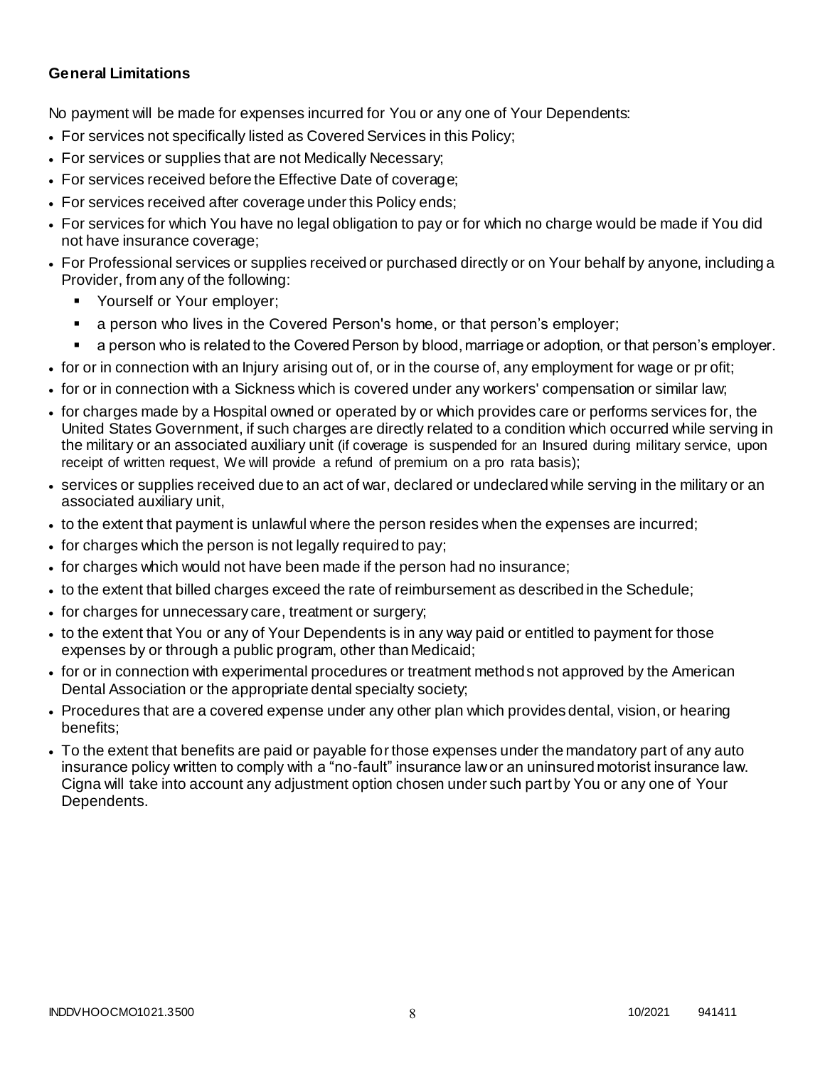**General Limitations**

No payment will be made for expenses incurred for You or any one of Your Dependents:

- For services not specifically listed as Covered Services in this Policy;
- For services or supplies that are not Medically Necessary;
- For services received before the Effective Date of coverage;
- For services received after coverage under this Policy ends;
- For services for which You have no legal obligation to pay or for which no charge would be made if You did not have insurance coverage;
- For Professional services or supplies received or purchased directly or on Your behalf by anyone, including a Provider, from any of the following:
  - Yourself or Your employer;
  - a person who lives in the Covered Person's home, or that person's employer;
  - a person who is related to the Covered Person by blood, marriage or adoption, or that person's employer.
- for or in connection with an Injury arising out of, or in the course of, any employment for wage or pr ofit;
- for or in connection with a Sickness which is covered under any workers' compensation or similar law;
- for charges made by a Hospital owned or operated by or which provides care or performs services for, the United States Government, if such charges are directly related to a condition which occurred while serving in the military or an associated auxiliary unit (if coverage is suspended for an Insured during military service, upon receipt of written request, We will provide a refund of premium on a pro rata basis);
- services or supplies received due to an act of war, declared or undeclared while serving in the military or an associated auxiliary unit,
- to the extent that payment is unlawful where the person resides when the expenses are incurred;
- for charges which the person is not legally required to pay;
- for charges which would not have been made if the person had no insurance;
- to the extent that billed charges exceed the rate of reimbursement as described in the Schedule;
- for charges for unnecessary care, treatment or surgery;
- to the extent that You or any of Your Dependents is in any way paid or entitled to payment for those expenses by or through a public program, other than Medicaid;
- for or in connection with experimental procedures or treatment methods not approved by the American Dental Association or the appropriate dental specialty society;
- Procedures that are a covered expense under any other plan which provides dental, vision, or hearing benefits;
- To the extent that benefits are paid or payable for those expenses under the mandatory part of any auto insurance policy written to comply with a "no-fault" insurance law or an uninsured motorist insurance law. Cigna will take into account any adjustment option chosen under such part by You or any one of Your Dependents.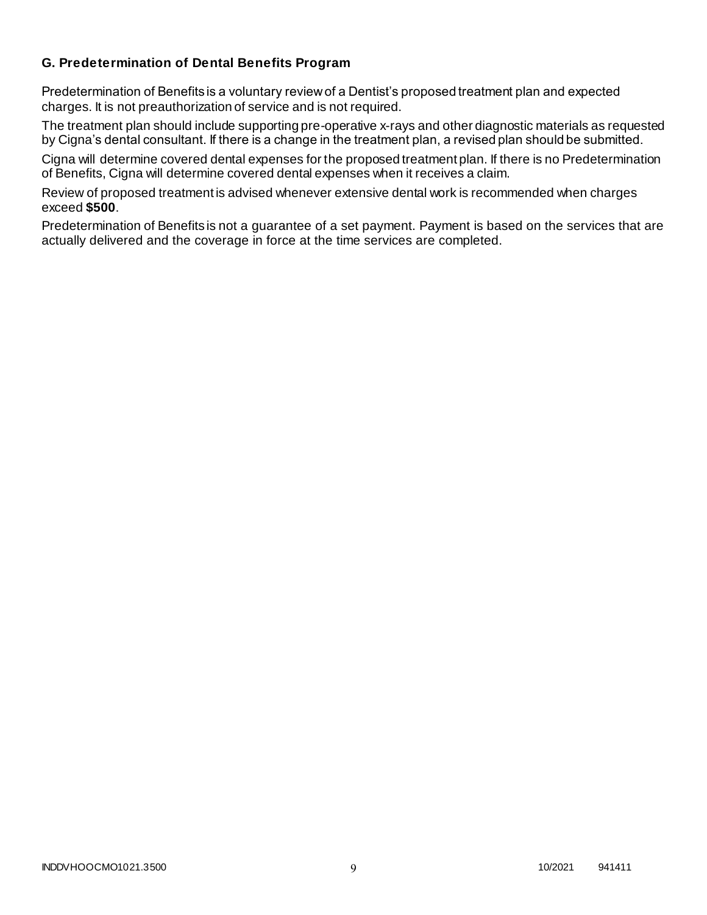### G. Predetermination of Dental Benefits Program

Predetermination of Benefits is a voluntary review of a Dentist's proposed treatment plan and expected charges. It is not preauthorization of service and is not required.

The treatment plan should include supporting pre-operative x-rays and other diagnostic materials as requested by Cigna's dental consultant. If there is a change in the treatment plan, a revised plan should be submitted.

Cigna will determine covered dental expenses for the proposed treatment plan. If there is no Predetermination of Benefits, Cigna will determine covered dental expenses when it receives a claim.

Review of proposed treatment is advised whenever extensive dental work is recommended when charges exceed **$500**.

Predetermination of Benefits is not a guarantee of a set payment. Payment is based on the services that are actually delivered and the coverage in force at the time services are completed.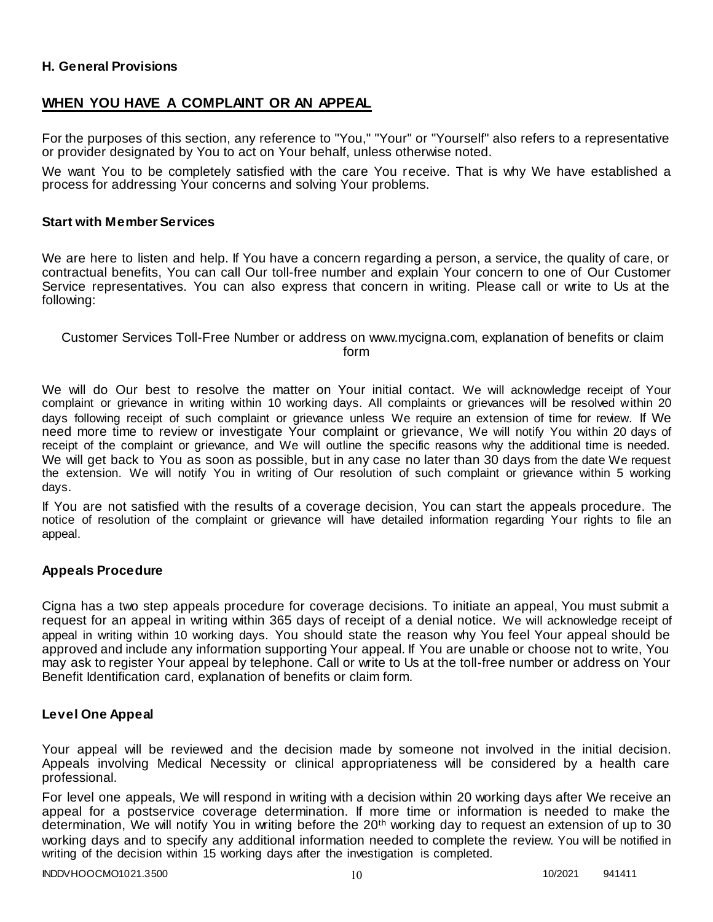**H. General Provisions**

## WHEN YOU HAVE A COMPLAINT OR AN APPEAL

For the purposes of this section, any reference to "You," "Your" or "Yourself" also refers to a representative or provider designated by You to act on Your behalf, unless otherwise noted.

We want You to be completely satisfied with the care You receive. That is why We have established a process for addressing Your concerns and solving Your problems.

### Start with Member Services

We are here to listen and help. If You have a concern regarding a person, a service, the quality of care, or contractual benefits, You can call Our toll-free number and explain Your concern to one of Our Customer Service representatives. You can also express that concern in writing. Please call or write to Us at the following:

Customer Services Toll-Free Number or address on www.mycigna.com, explanation of benefits or claim form

We will do Our best to resolve the matter on Your initial contact. We will acknowledge receipt of Your complaint or grievance in writing within 10 working days. All complaints or grievances will be resolved within 20 days following receipt of such complaint or grievance unless We require an extension of time for review. If We need more time to review or investigate Your complaint or grievance, We will notify You within 20 days of receipt of the complaint or grievance, and We will outline the specific reasons why the additional time is needed. We will get back to You as soon as possible, but in any case no later than 30 days from the date We request the extension. We will notify You in writing of Our resolution of such complaint or grievance within 5 working days.

If You are not satisfied with the results of a coverage decision, You can start the appeals procedure. The notice of resolution of the complaint or grievance will have detailed information regarding Your rights to file an appeal.

### Appeals Procedure

Cigna has a two step appeals procedure for coverage decisions. To initiate an appeal, You must submit a request for an appeal in writing within 365 days of receipt of a denial notice. We will acknowledge receipt of appeal in writing within 10 working days. You should state the reason why You feel Your appeal should be approved and include any information supporting Your appeal. If You are unable or choose not to write, You may ask to register Your appeal by telephone. Call or write to Us at the toll-free number or address on Your Benefit Identification card, explanation of benefits or claim form.

### Level One Appeal

Your appeal will be reviewed and the decision made by someone not involved in the initial decision. Appeals involving Medical Necessity or clinical appropriateness will be considered by a health care professional.

For level one appeals, We will respond in writing with a decision within 20 working days after We receive an appeal for a postservice coverage determination. If more time or information is needed to make the determination, We will notify You in writing before the 20th working day to request an extension of up to 30 working days and to specify any additional information needed to complete the review. You will be notified in writing of the decision within 15 working days after the investigation is completed.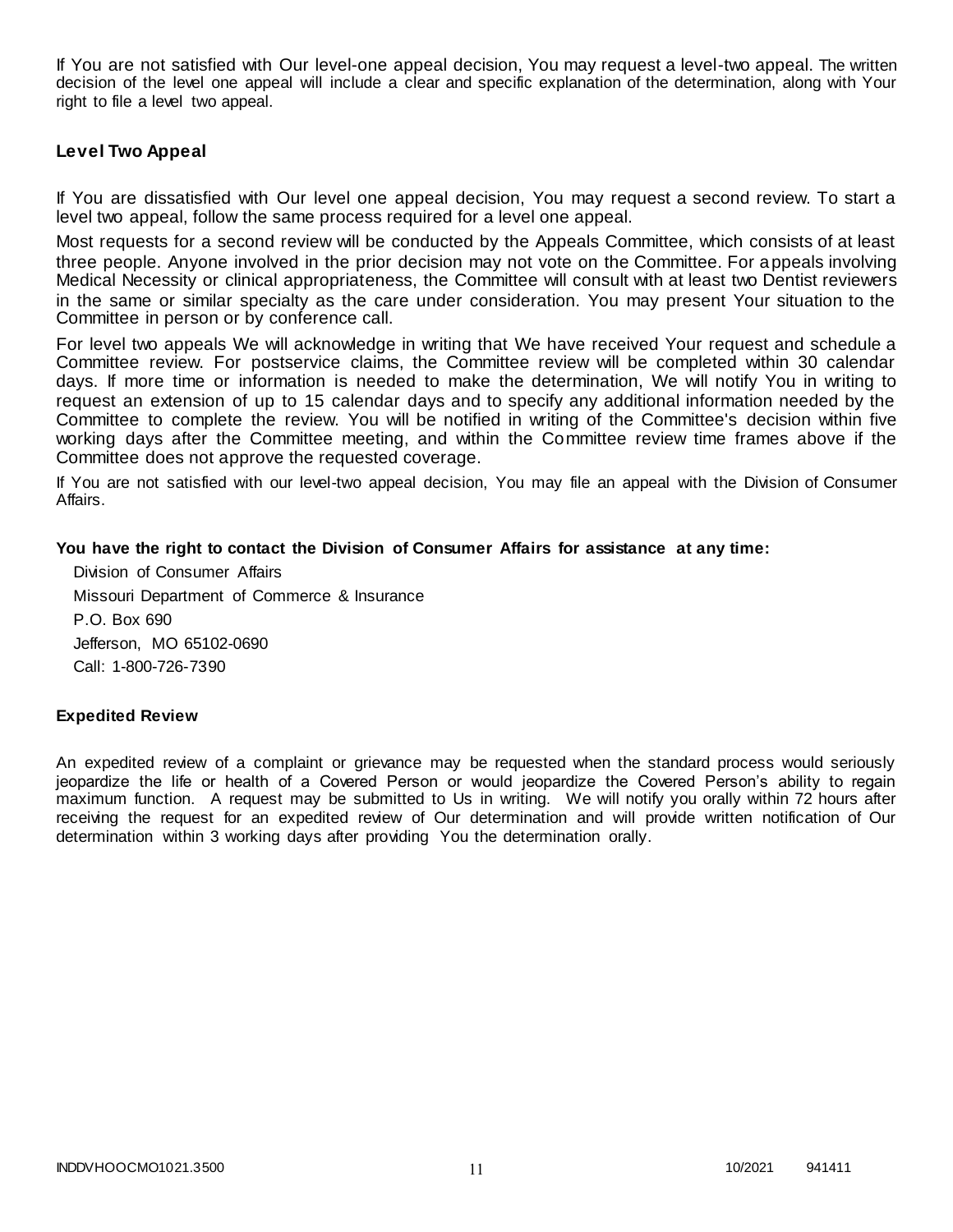If You are not satisfied with Our level-one appeal decision, You may request a level-two appeal. The written decision of the level one appeal will include a clear and specific explanation of the determination, along with Your right to file a level two appeal.

### Level Two Appeal

If You are dissatisfied with Our level one appeal decision, You may request a second review. To start a level two appeal, follow the same process required for a level one appeal.

Most requests for a second review will be conducted by the Appeals Committee, which consists of at least three people. Anyone involved in the prior decision may not vote on the Committee. For appeals involving Medical Necessity or clinical appropriateness, the Committee will consult with at least two Dentist reviewers in the same or similar specialty as the care under consideration. You may present Your situation to the Committee in person or by conference call.

For level two appeals We will acknowledge in writing that We have received Your request and schedule a Committee review. For postservice claims, the Committee review will be completed within 30 calendar days. If more time or information is needed to make the determination, We will notify You in writing to request an extension of up to 15 calendar days and to specify any additional information needed by the Committee to complete the review. You will be notified in writing of the Committee's decision within five working days after the Committee meeting, and within the Committee review time frames above if the Committee does not approve the requested coverage.

If You are not satisfied with our level-two appeal decision, You may file an appeal with the Division of Consumer Affairs.

**You have the right to contact the Division of Consumer Affairs for assistance at any time:**

Division of Consumer Affairs
Missouri Department of Commerce & Insurance
P.O. Box 690
Jefferson, MO 65102-0690
Call: 1-800-726-7390

### Expedited Review

An expedited review of a complaint or grievance may be requested when the standard process would seriously jeopardize the life or health of a Covered Person or would jeopardize the Covered Person's ability to regain maximum function. A request may be submitted to Us in writing. We will notify you orally within 72 hours after receiving the request for an expedited review of Our determination and will provide written notification of Our determination within 3 working days after providing You the determination orally.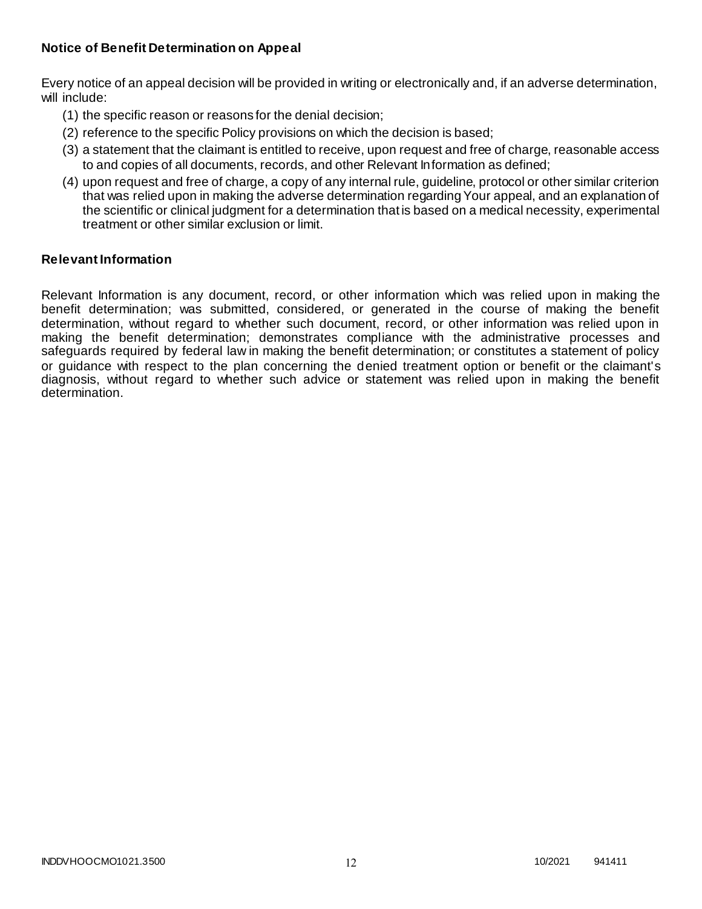**Notice of Benefit Determination on Appeal**

Every notice of an appeal decision will be provided in writing or electronically and, if an adverse determination, will include:

(1) the specific reason or reasons for the denial decision;
(2) reference to the specific Policy provisions on which the decision is based;
(3) a statement that the claimant is entitled to receive, upon request and free of charge, reasonable access to and copies of all documents, records, and other Relevant Information as defined;
(4) upon request and free of charge, a copy of any internal rule, guideline, protocol or other similar criterion that was relied upon in making the adverse determination regarding Your appeal, and an explanation of the scientific or clinical judgment for a determination that is based on a medical necessity, experimental treatment or other similar exclusion or limit.

**Relevant Information**

Relevant Information is any document, record, or other information which was relied upon in making the benefit determination; was submitted, considered, or generated in the course of making the benefit determination, without regard to whether such document, record, or other information was relied upon in making the benefit determination; demonstrates compliance with the administrative processes and safeguards required by federal law in making the benefit determination; or constitutes a statement of policy or guidance with respect to the plan concerning the denied treatment option or benefit or the claimant's diagnosis, without regard to whether such advice or statement was relied upon in making the benefit determination.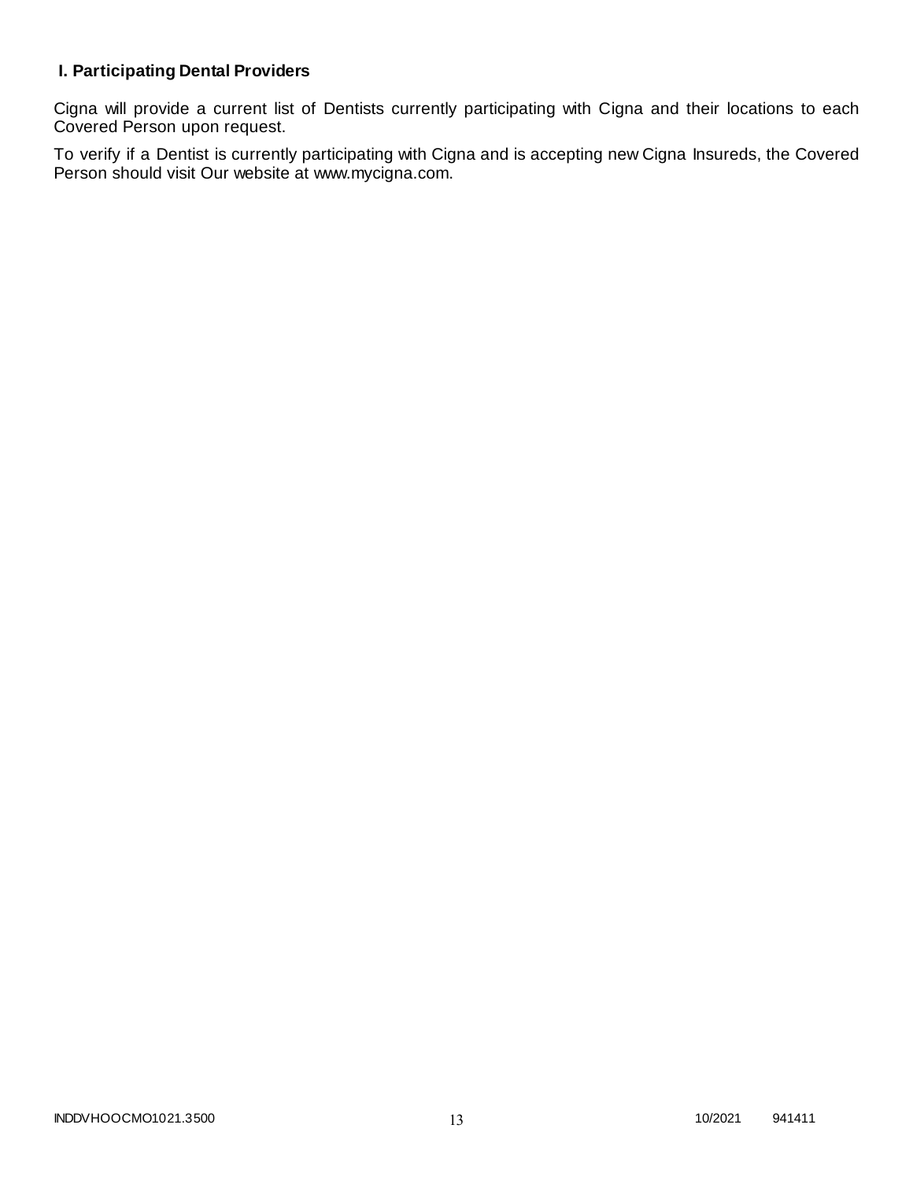## I. Participating Dental Providers

Cigna will provide a current list of Dentists currently participating with Cigna and their locations to each Covered Person upon request.

To verify if a Dentist is currently participating with Cigna and is accepting new Cigna Insureds, the Covered Person should visit Our website at www.mycigna.com.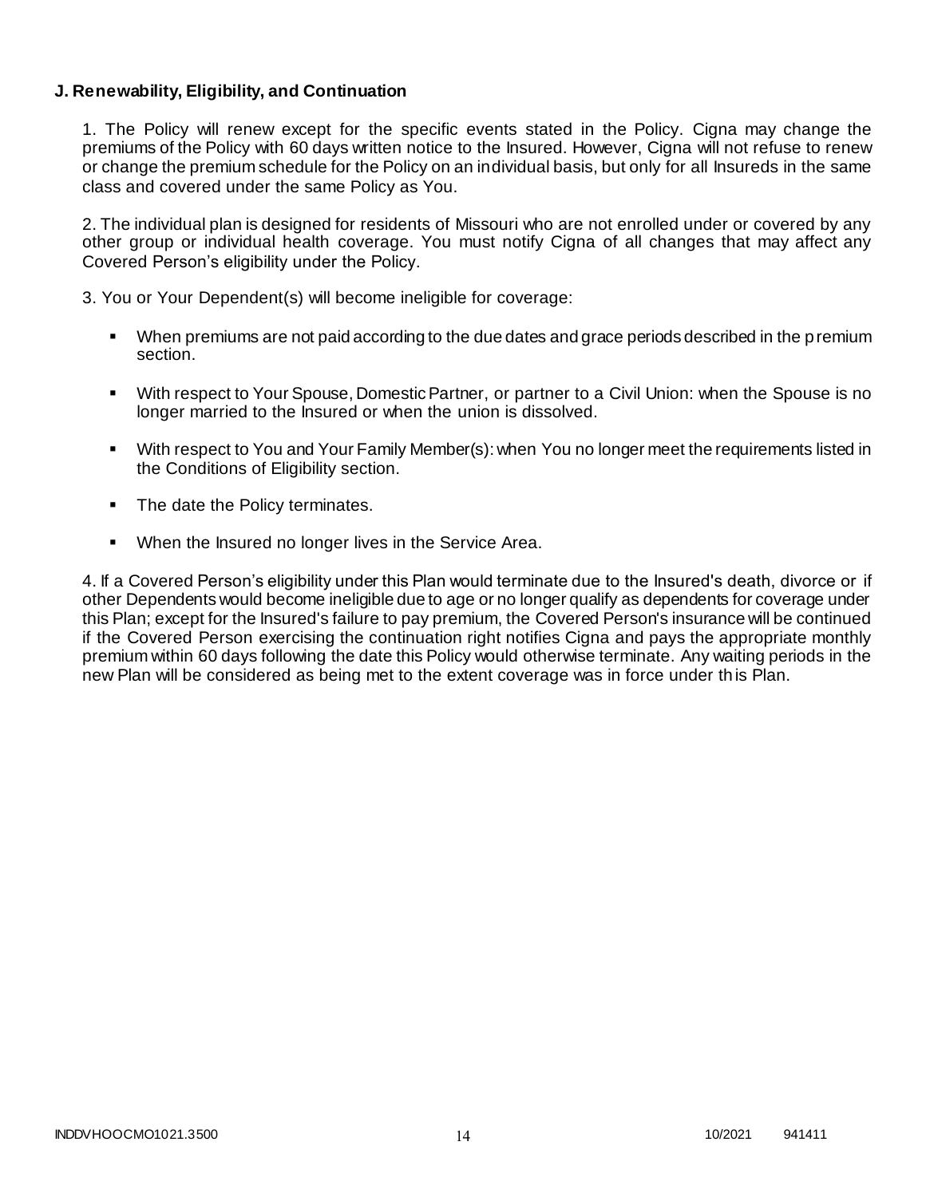### J. Renewability, Eligibility, and Continuation

1. The Policy will renew except for the specific events stated in the Policy. Cigna may change the premiums of the Policy with 60 days written notice to the Insured. However, Cigna will not refuse to renew or change the premium schedule for the Policy on an individual basis, but only for all Insureds in the same class and covered under the same Policy as You.

2. The individual plan is designed for residents of Missouri who are not enrolled under or covered by any other group or individual health coverage. You must notify Cigna of all changes that may affect any Covered Person's eligibility under the Policy.

3. You or Your Dependent(s) will become ineligible for coverage:

- When premiums are not paid according to the due dates and grace periods described in the premium section.
- With respect to Your Spouse, Domestic Partner, or partner to a Civil Union: when the Spouse is no longer married to the Insured or when the union is dissolved.
- With respect to You and Your Family Member(s): when You no longer meet the requirements listed in the Conditions of Eligibility section.
- The date the Policy terminates.
- When the Insured no longer lives in the Service Area.

4. If a Covered Person's eligibility under this Plan would terminate due to the Insured's death, divorce or if other Dependents would become ineligible due to age or no longer qualify as dependents for coverage under this Plan; except for the Insured's failure to pay premium, the Covered Person's insurance will be continued if the Covered Person exercising the continuation right notifies Cigna and pays the appropriate monthly premium within 60 days following the date this Policy would otherwise terminate. Any waiting periods in the new Plan will be considered as being met to the extent coverage was in force under this Plan.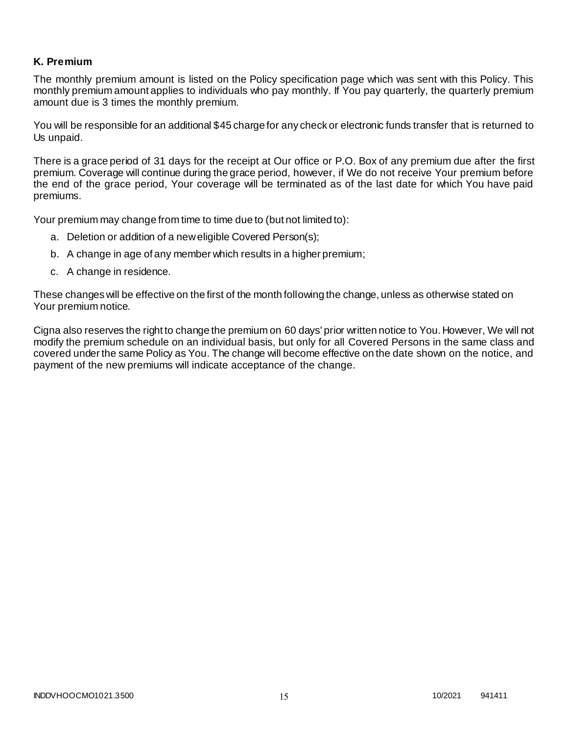### K. Premium

The monthly premium amount is listed on the Policy specification page which was sent with this Policy. This monthly premium amount applies to individuals who pay monthly. If You pay quarterly, the quarterly premium amount due is 3 times the monthly premium.

You will be responsible for an additional $45 charge for any check or electronic funds transfer that is returned to Us unpaid.

There is a grace period of 31 days for the receipt at Our office or P.O. Box of any premium due after the first premium. Coverage will continue during the grace period, however, if We do not receive Your premium before the end of the grace period, Your coverage will be terminated as of the last date for which You have paid premiums.

Your premium may change from time to time due to (but not limited to):

a. Deletion or addition of a new eligible Covered Person(s);
b. A change in age of any member which results in a higher premium;
c. A change in residence.

These changes will be effective on the first of the month following the change, unless as otherwise stated on Your premium notice.

Cigna also reserves the right to change the premium on 60 days' prior written notice to You. However, We will not modify the premium schedule on an individual basis, but only for all Covered Persons in the same class and covered under the same Policy as You. The change will become effective on the date shown on the notice, and payment of the new premiums will indicate acceptance of the change.